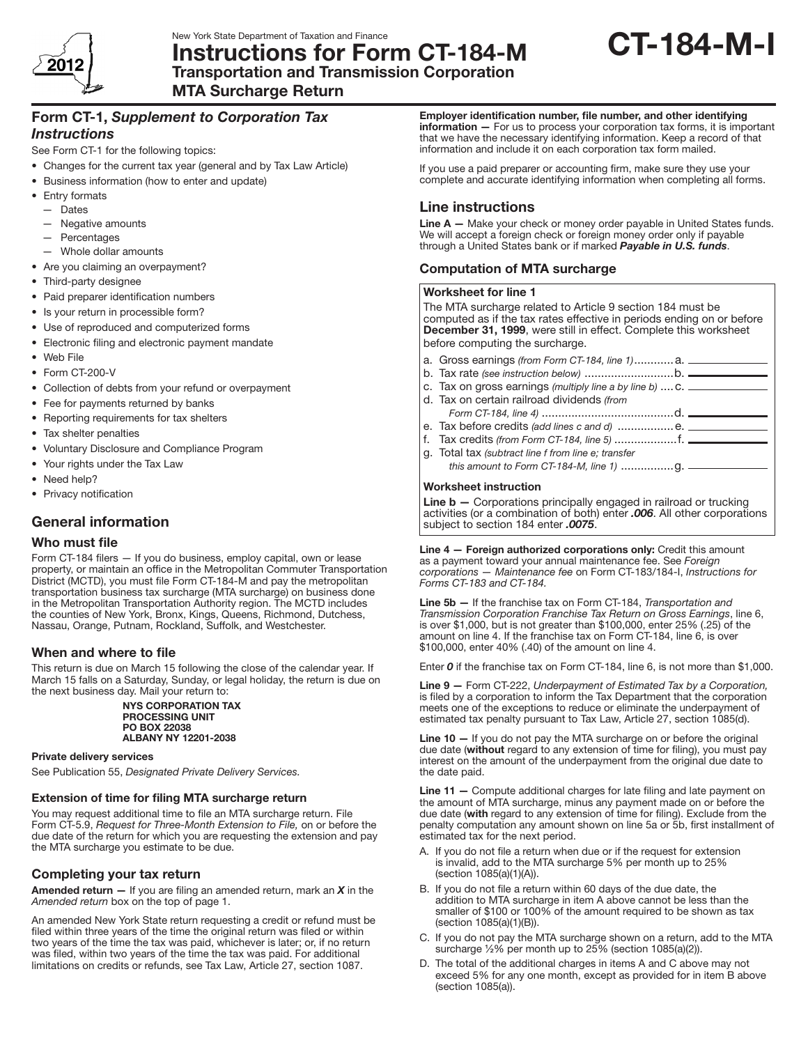New York State Department of Taxation and Finance

# Instructions for Form CT-184-M

**Transportation and Transmission Corporation MTA Surcharge Return**

**CT-184-M-I**

2012

## Form CT-1, *Supplement to Corporation Tax Instructions*

See Form CT-1 for the following topics:

- Changes for the current tax year (general and by Tax Law Article)
- Business information (how to enter and update)
- Entry formats
  - Dates
  - Negative amounts
  - Percentages
  - Whole dollar amounts
- Are you claiming an overpayment?
- Third-party designee
- Paid preparer identification numbers
- Is your return in processible form?
- Use of reproduced and computerized forms
- Electronic filing and electronic payment mandate
- Web File
- Form CT-200-V
- Collection of debts from your refund or overpayment
- Fee for payments returned by banks
- Reporting requirements for tax shelters
- Tax shelter penalties
- Voluntary Disclosure and Compliance Program
- Your rights under the Tax Law
- Need help?
- Privacy notification

## General information

### Who must file

Form CT-184 filers — If you do business, employ capital, own or lease property, or maintain an office in the Metropolitan Commuter Transportation District (MCTD), you must file Form CT-184-M and pay the metropolitan transportation business tax surcharge (MTA surcharge) on business done in the Metropolitan Transportation Authority region. The MCTD includes the counties of New York, Bronx, Kings, Queens, Richmond, Dutchess, Nassau, Orange, Putnam, Rockland, Suffolk, and Westchester.

### When and where to file

This return is due on March 15 following the close of the calendar year. If March 15 falls on a Saturday, Sunday, or legal holiday, the return is due on the next business day. Mail your return to:

**NYS CORPORATION TAX**
**PROCESSING UNIT**
**PO BOX 22038**
**ALBANY NY 12201-2038**

#### Private delivery services

See Publication 55, *Designated Private Delivery Services*.

### Extension of time for filing MTA surcharge return

You may request additional time to file an MTA surcharge return. File Form CT-5.9, *Request for Three-Month Extension to File,* on or before the due date of the return for which you are requesting the extension and pay the MTA surcharge you estimate to be due.

### Completing your tax return

**Amended return —** If you are filing an amended return, mark an ***X*** in the *Amended return* box on the top of page 1.

An amended New York State return requesting a credit or refund must be filed within three years of the time the original return was filed or within two years of the time the tax was paid, whichever is later; or, if no return was filed, within two years of the time the tax was paid. For additional limitations on credits or refunds, see Tax Law, Article 27, section 1087.

**Employer identification number, file number, and other identifying information —** For us to process your corporation tax forms, it is important that we have the necessary identifying information. Keep a record of that information and include it on each corporation tax form mailed.

If you use a paid preparer or accounting firm, make sure they use your complete and accurate identifying information when completing all forms.

## Line instructions

**Line A —** Make your check or money order payable in United States funds. We will accept a foreign check or foreign money order only if payable through a United States bank or if marked ***Payable in U.S. funds***.

### Computation of MTA surcharge

**Worksheet for line 1**

The MTA surcharge related to Article 9 section 184 must be computed as if the tax rates effective in periods ending on or before **December 31, 1999**, were still in effect. Complete this worksheet before computing the surcharge.

a. Gross earnings *(from Form CT-184, line 1)* ............ a. ______
b. Tax rate *(see instruction below)* ............................ b. ______
c. Tax on gross earnings *(multiply line a by line b)* .... c. ______
d. Tax on certain railroad dividends *(from Form CT-184, line 4)* ........................................ d. ______
e. Tax before credits *(add lines c and d)* ................. e. ______
f. Tax credits *(from Form CT-184, line 5)* ................... f. ______
g. Total tax *(subtract line f from line e; transfer this amount to Form CT-184-M, line 1)* ................ g. ______

**Worksheet instruction**

**Line b —** Corporations principally engaged in railroad or trucking activities (or a combination of both) enter ***.006***. All other corporations subject to section 184 enter ***.0075***.

**Line 4 — Foreign authorized corporations only:** Credit this amount as a payment toward your annual maintenance fee. See *Foreign corporations — Maintenance fee* on Form CT-183/184-I, *Instructions for Forms CT-183 and CT-184.*

**Line 5b —** If the franchise tax on Form CT-184, *Transportation and Transmission Corporation Franchise Tax Return on Gross Earnings*, line 6, is over $1,000, but is not greater than $100,000, enter 25% (.25) of the amount on line 4. If the franchise tax on Form CT-184, line 6, is over $100,000, enter 40% (.40) of the amount on line 4.

Enter ***0*** if the franchise tax on Form CT-184, line 6, is not more than $1,000.

**Line 9 —** Form CT-222, *Underpayment of Estimated Tax by a Corporation,* is filed by a corporation to inform the Tax Department that the corporation meets one of the exceptions to reduce or eliminate the underpayment of estimated tax penalty pursuant to Tax Law, Article 27, section 1085(d).

**Line 10 —** If you do not pay the MTA surcharge on or before the original due date (**without** regard to any extension of time for filing), you must pay interest on the amount of the underpayment from the original due date to the date paid.

**Line 11 —** Compute additional charges for late filing and late payment on the amount of MTA surcharge, minus any payment made on or before the due date (**with** regard to any extension of time for filing). Exclude from the penalty computation any amount shown on line 5a or 5b, first installment of estimated tax for the next period.

A. If you do not file a return when due or if the request for extension is invalid, add to the MTA surcharge 5% per month up to 25% (section 1085(a)(1)(A)).

B. If you do not file a return within 60 days of the due date, the addition to MTA surcharge in item A above cannot be less than the smaller of $100 or 100% of the amount required to be shown as tax (section 1085(a)(1)(B)).

C. If you do not pay the MTA surcharge shown on a return, add to the MTA surcharge ½% per month up to 25% (section 1085(a)(2)).

D. The total of the additional charges in items A and C above may not exceed 5% for any one month, except as provided for in item B above (section 1085(a)).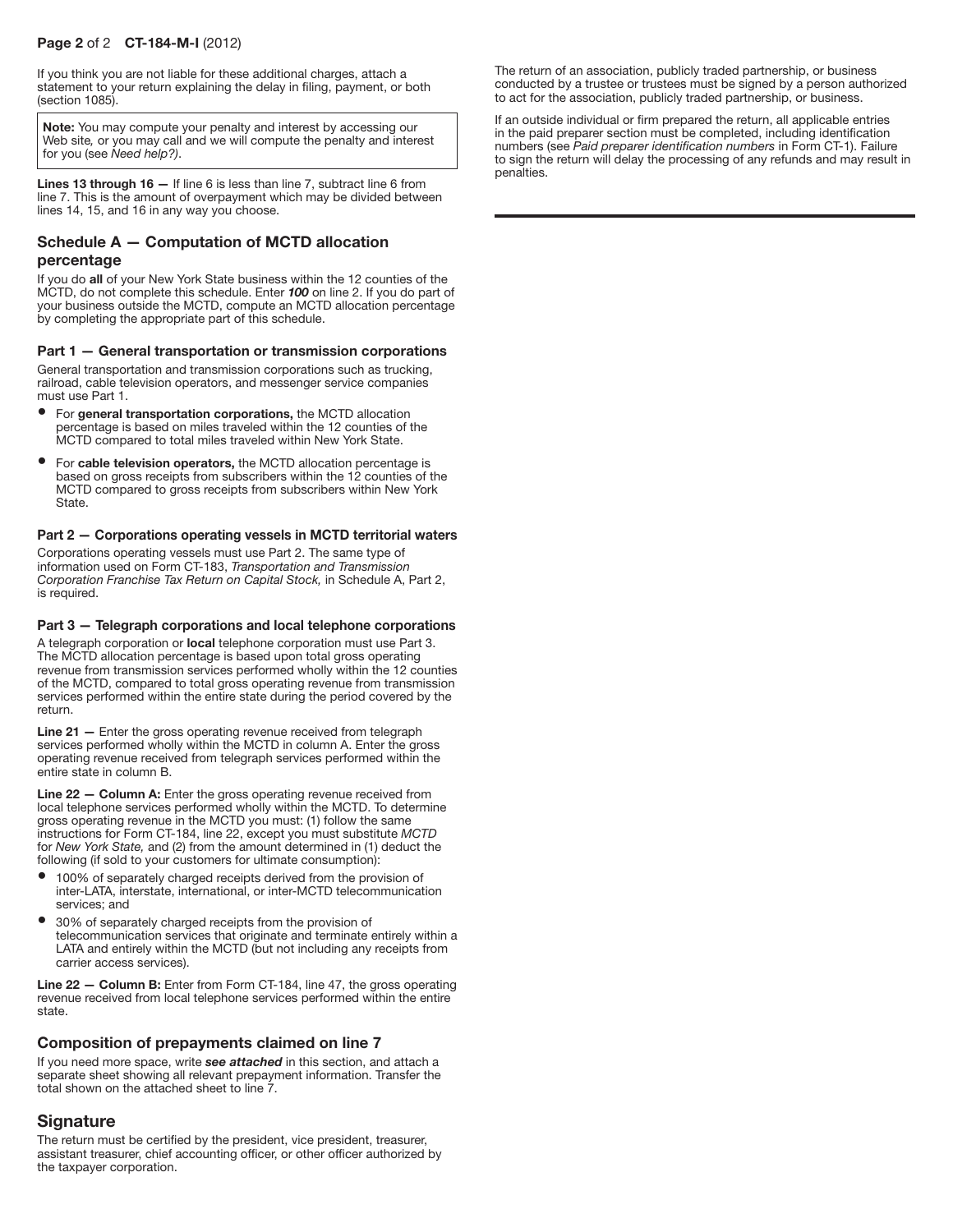If you think you are not liable for these additional charges, attach a statement to your return explaining the delay in filing, payment, or both (section 1085).

**Note:** You may compute your penalty and interest by accessing our Web site, or you may call and we will compute the penalty and interest for you (see *Need help?)*.

**Lines 13 through 16 —** If line 6 is less than line 7, subtract line 6 from line 7. This is the amount of overpayment which may be divided between lines 14, 15, and 16 in any way you choose.

## Schedule A — Computation of MCTD allocation percentage

If you do **all** of your New York State business within the 12 counties of the MCTD, do not complete this schedule. Enter ***100*** on line 2. If you do part of your business outside the MCTD, compute an MCTD allocation percentage by completing the appropriate part of this schedule.

### Part 1 — General transportation or transmission corporations

General transportation and transmission corporations such as trucking, railroad, cable television operators, and messenger service companies must use Part 1.

- For **general transportation corporations,** the MCTD allocation percentage is based on miles traveled within the 12 counties of the MCTD compared to total miles traveled within New York State.
- For **cable television operators,** the MCTD allocation percentage is based on gross receipts from subscribers within the 12 counties of the MCTD compared to gross receipts from subscribers within New York State.

### Part 2 — Corporations operating vessels in MCTD territorial waters

Corporations operating vessels must use Part 2. The same type of information used on Form CT-183, *Transportation and Transmission Corporation Franchise Tax Return on Capital Stock,* in Schedule A, Part 2, is required.

### Part 3 — Telegraph corporations and local telephone corporations

A telegraph corporation or **local** telephone corporation must use Part 3. The MCTD allocation percentage is based upon total gross operating revenue from transmission services performed wholly within the 12 counties of the MCTD, compared to total gross operating revenue from transmission services performed within the entire state during the period covered by the return.

**Line 21 —** Enter the gross operating revenue received from telegraph services performed wholly within the MCTD in column A. Enter the gross operating revenue received from telegraph services performed within the entire state in column B.

**Line 22 — Column A:** Enter the gross operating revenue received from local telephone services performed wholly within the MCTD. To determine gross operating revenue in the MCTD you must: (1) follow the same instructions for Form CT-184, line 22, except you must substitute *MCTD* for *New York State,* and (2) from the amount determined in (1) deduct the following (if sold to your customers for ultimate consumption):

- 100% of separately charged receipts derived from the provision of inter-LATA, interstate, international, or inter-MCTD telecommunication services; and
- 30% of separately charged receipts from the provision of telecommunication services that originate and terminate entirely within a LATA and entirely within the MCTD (but not including any receipts from carrier access services).

**Line 22 — Column B:** Enter from Form CT-184, line 47, the gross operating revenue received from local telephone services performed within the entire state.

## Composition of prepayments claimed on line 7

If you need more space, write ***see attached*** in this section, and attach a separate sheet showing all relevant prepayment information. Transfer the total shown on the attached sheet to line 7.

## Signature

The return must be certified by the president, vice president, treasurer, assistant treasurer, chief accounting officer, or other officer authorized by the taxpayer corporation.

The return of an association, publicly traded partnership, or business conducted by a trustee or trustees must be signed by a person authorized to act for the association, publicly traded partnership, or business.

If an outside individual or firm prepared the return, all applicable entries in the paid preparer section must be completed, including identification numbers (see *Paid preparer identification numbers* in Form CT-1). Failure to sign the return will delay the processing of any refunds and may result in penalties.